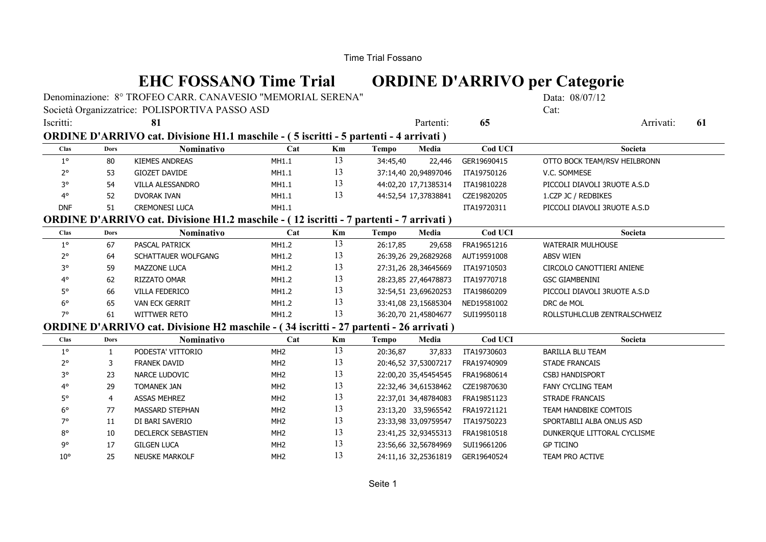# EHC FOSSANO Time Trial ORDINE D'ARRIVO per Categorie

Denominazione: 8° TROFEO CARR. CANAVESIO "MEMORIAL SERENA"   Data: 08/07/12

Società Organizzatrice: POLISPORTIVA PASSO ASD   Cat:

Iscritti: **81**   Partenti: **65**   Arrivati: **61**

## ORDINE D'ARRIVO cat. Divisione H1.1 maschile - ( 5 iscritti - 5 partenti - 4 arrivati )

| Clas | Dors | Nominativo | Cat | Km | Tempo | Media | Cod UCI | Societa |
|---|---|---|---|---|---|---|---|---|
| 1° | 80 | KIEMES ANDREAS | MH1.1 | 13 | 34:45,40 | 22,446 | GER19690415 | OTTO BOCK TEAM/RSV HEILBRONN |
| 2° | 53 | GIOZET DAVIDE | MH1.1 | 13 | 37:14,40 | 20,94897046 | ITA19750126 | V.C. SOMMESE |
| 3° | 54 | VILLA ALESSANDRO | MH1.1 | 13 | 44:02,20 | 17,71385314 | ITA19810228 | PICCOLI DIAVOLI 3RUOTE A.S.D |
| 4° | 52 | DVORAK IVAN | MH1.1 | 13 | 44:52,54 | 17,37838841 | CZE19820205 | 1.CZP JC / REDBIKES |
| DNF | 51 | CREMONESI LUCA | MH1.1 | | | | ITA19720311 | PICCOLI DIAVOLI 3RUOTE A.S.D |

## ORDINE D'ARRIVO cat. Divisione H1.2 maschile - ( 12 iscritti - 7 partenti - 7 arrivati )

| Clas | Dors | Nominativo | Cat | Km | Tempo | Media | Cod UCI | Societa |
|---|---|---|---|---|---|---|---|---|
| 1° | 67 | PASCAL PATRICK | MH1.2 | 13 | 26:17,85 | 29,658 | FRA19651216 | WATERAIR MULHOUSE |
| 2° | 64 | SCHATTAUER WOLFGANG | MH1.2 | 13 | 26:39,26 | 29,26829268 | AUT19591008 | ABSV WIEN |
| 3° | 59 | MAZZONE LUCA | MH1.2 | 13 | 27:31,26 | 28,34645669 | ITA19710503 | CIRCOLO CANOTTIERI ANIENE |
| 4° | 62 | RIZZATO OMAR | MH1.2 | 13 | 28:23,85 | 27,46478873 | ITA19770718 | GSC GIAMBENINI |
| 5° | 66 | VILLA FEDERICO | MH1.2 | 13 | 32:54,51 | 23,69620253 | ITA19860209 | PICCOLI DIAVOLI 3RUOTE A.S.D |
| 6° | 65 | VAN ECK GERRIT | MH1.2 | 13 | 33:41,08 | 23,15685304 | NED19581002 | DRC de MOL |
| 7° | 61 | WITTWER RETO | MH1.2 | 13 | 36:20,70 | 21,45804677 | SUI19950118 | ROLLSTUHLCLUB ZENTRALSCHWEIZ |

## ORDINE D'ARRIVO cat. Divisione H2 maschile - ( 34 iscritti - 27 partenti - 26 arrivati )

| Clas | Dors | Nominativo | Cat | Km | Tempo | Media | Cod UCI | Societa |
|---|---|---|---|---|---|---|---|---|
| 1° | 1 | PODESTA' VITTORIO | MH2 | 13 | 20:36,87 | 37,833 | ITA19730603 | BARILLA BLU TEAM |
| 2° | 3 | FRANEK DAVID | MH2 | 13 | 20:46,52 | 37,53007217 | FRA19740909 | STADE FRANCAIS |
| 3° | 23 | NARCE LUDOVIC | MH2 | 13 | 22:00,20 | 35,45454545 | FRA19680614 | CSBJ HANDISPORT |
| 4° | 29 | TOMANEK JAN | MH2 | 13 | 22:32,46 | 34,61538462 | CZE19870630 | FANY CYCLING TEAM |
| 5° | 4 | ASSAS MEHREZ | MH2 | 13 | 22:37,01 | 34,48784083 | FRA19851123 | STRADE FRANCAIS |
| 6° | 77 | MASSARD STEPHAN | MH2 | 13 | 23:13,20 | 33,5965542 | FRA19721121 | TEAM HANDBIKE COMTOIS |
| 7° | 11 | DI BARI SAVERIO | MH2 | 13 | 23:33,98 | 33,09759547 | ITA19750223 | SPORTABILI ALBA ONLUS ASD |
| 8° | 10 | DECLERCK SEBASTIEN | MH2 | 13 | 23:41,25 | 32,93455313 | FRA19810518 | DUNKERQUE LITTORAL CYCLISME |
| 9° | 17 | GILGEN LUCA | MH2 | 13 | 23:56,66 | 32,56784969 | SUI19661206 | GP TICINO |
| 10° | 25 | NEUSKE MARKOLF | MH2 | 13 | 24:11,16 | 32,25361819 | GER19640524 | TEAM PRO ACTIVE |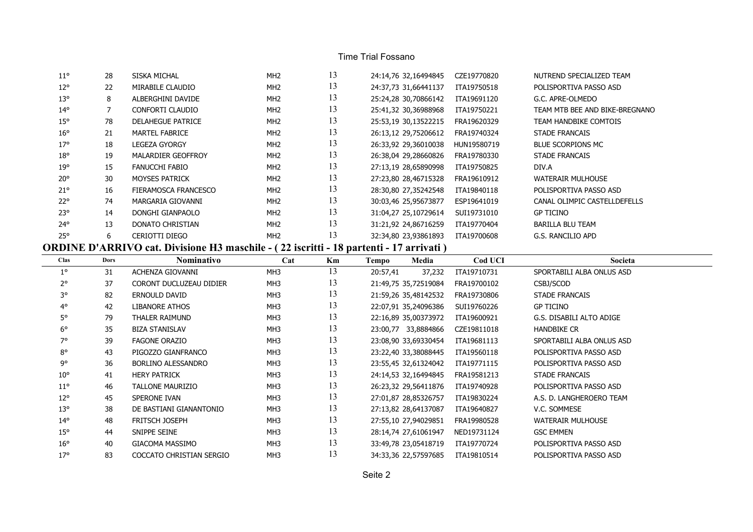| | | | | | | | | |
|---|---|---|---|---|---|---|---|---|
| 11° | 28 | SISKA MICHAL | MH2 | 13 | 24:14,76 | 32,16494845 | CZE19770820 | NUTREND SPECIALIZED TEAM |
| 12° | 22 | MIRABILE CLAUDIO | MH2 | 13 | 24:37,73 | 31,66441137 | ITA19750518 | POLISPORTIVA PASSO ASD |
| 13° | 8 | ALBERGHINI DAVIDE | MH2 | 13 | 25:24,28 | 30,70866142 | ITA19691120 | G.C. APRE-OLMEDO |
| 14° | 7 | CONFORTI CLAUDIO | MH2 | 13 | 25:41,32 | 30,36988968 | ITA19750221 | TEAM MTB BEE AND BIKE-BREGNANO |
| 15° | 78 | DELAHEGUE PATRICE | MH2 | 13 | 25:53,19 | 30,13522215 | FRA19620329 | TEAM HANDBIKE COMTOIS |
| 16° | 21 | MARTEL FABRICE | MH2 | 13 | 26:13,12 | 29,75206612 | FRA19740324 | STADE FRANCAIS |
| 17° | 18 | LEGEZA GYORGY | MH2 | 13 | 26:33,92 | 29,36010038 | HUN19580719 | BLUE SCORPIONS MC |
| 18° | 19 | MALARDIER GEOFFROY | MH2 | 13 | 26:38,04 | 29,28660826 | FRA19780330 | STADE FRANCAIS |
| 19° | 15 | FANUCCHI FABIO | MH2 | 13 | 27:13,19 | 28,65890998 | ITA19750825 | DIV.A |
| 20° | 30 | MOYSES PATRICK | MH2 | 13 | 27:23,80 | 28,46715328 | FRA19610912 | WATERAIR MULHOUSE |
| 21° | 16 | FIERAMOSCA FRANCESCO | MH2 | 13 | 28:30,80 | 27,35242548 | ITA19840118 | POLISPORTIVA PASSO ASD |
| 22° | 74 | MARGARIA GIOVANNI | MH2 | 13 | 30:03,46 | 25,95673877 | ESP19641019 | CANAL OLIMPIC CASTELLDEFELLS |
| 23° | 14 | DONGHI GIANPAOLO | MH2 | 13 | 31:04,27 | 25,10729614 | SUI19731010 | GP TICINO |
| 24° | 13 | DONATO CHRISTIAN | MH2 | 13 | 31:21,92 | 24,86716259 | ITA19770404 | BARILLA BLU TEAM |
| 25° | 6 | CERIOTTI DIEGO | MH2 | 13 | 32:34,80 | 23,93861893 | ITA19700608 | G.S. RANCILIO APD |

## ORDINE D'ARRIVO cat. Divisione H3 maschile - ( 22 iscritti - 18 partenti - 17 arrivati )

| Clas | Dors | Nominativo | Cat | Km | Tempo | Media | Cod UCI | Societa |
|---|---|---|---|---|---|---|---|---|
| 1° | 31 | ACHENZA GIOVANNI | MH3 | 13 | 20:57,41 | 37,232 | ITA19710731 | SPORTABILI ALBA ONLUS ASD |
| 2° | 37 | CORONT DUCLUZEAU DIDIER | MH3 | 13 | 21:49,75 | 35,72519084 | FRA19700102 | CSBJ/SCOD |
| 3° | 82 | ERNOULD DAVID | MH3 | 13 | 21:59,26 | 35,48142532 | FRA19730806 | STADE FRANCAIS |
| 4° | 42 | LIBANORE ATHOS | MH3 | 13 | 22:07,91 | 35,24096386 | SUI19760226 | GP TICINO |
| 5° | 79 | THALER RAIMUND | MH3 | 13 | 22:16,89 | 35,00373972 | ITA19600921 | G.S. DISABILI ALTO ADIGE |
| 6° | 35 | BIZA STANISLAV | MH3 | 13 | 23:00,77 | 33,8884866 | CZE19811018 | HANDBIKE CR |
| 7° | 39 | FAGONE ORAZIO | MH3 | 13 | 23:08,90 | 33,69330454 | ITA19681113 | SPORTABILI ALBA ONLUS ASD |
| 8° | 43 | PIGOZZO GIANFRANCO | MH3 | 13 | 23:22,40 | 33,38088445 | ITA19560118 | POLISPORTIVA PASSO ASD |
| 9° | 36 | BORLINO ALESSANDRO | MH3 | 13 | 23:55,45 | 32,61324042 | ITA19771115 | POLISPORTIVA PASSO ASD |
| 10° | 41 | HERY PATRICK | MH3 | 13 | 24:14,53 | 32,16494845 | FRA19581213 | STADE FRANCAIS |
| 11° | 46 | TALLONE MAURIZIO | MH3 | 13 | 26:23,32 | 29,56411876 | ITA19740928 | POLISPORTIVA PASSO ASD |
| 12° | 45 | SPERONE IVAN | MH3 | 13 | 27:01,87 | 28,85326757 | ITA19830224 | A.S. D. LANGHEROERO TEAM |
| 13° | 38 | DE BASTIANI GIANANTONIO | MH3 | 13 | 27:13,82 | 28,64137087 | ITA19640827 | V.C. SOMMESE |
| 14° | 48 | FRITSCH JOSEPH | MH3 | 13 | 27:55,10 | 27,94029851 | FRA19980528 | WATERAIR MULHOUSE |
| 15° | 44 | SNIPPE SEINE | MH3 | 13 | 28:14,74 | 27,61061947 | NED19731124 | GSC EMMEN |
| 16° | 40 | GIACOMA MASSIMO | MH3 | 13 | 33:49,78 | 23,05418719 | ITA19770724 | POLISPORTIVA PASSO ASD |
| 17° | 83 | COCCATO CHRISTIAN SERGIO | MH3 | 13 | 34:33,36 | 22,57597685 | ITA19810514 | POLISPORTIVA PASSO ASD |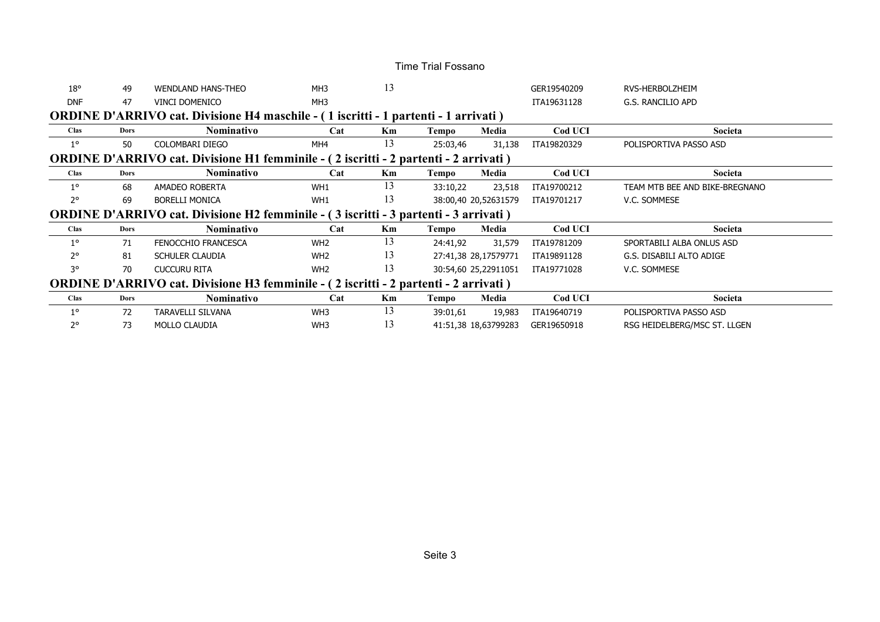Time Trial Fossano

| | | | | | | | | |
|---|---|---|---|---|---|---|---|---|
| 18° | 49 | WENDLAND HANS-THEO | MH3 | 13 | | | GER19540209 | RVS-HERBOLZHEIM |
| DNF | 47 | VINCI DOMENICO | MH3 | | | | ITA19631128 | G.S. RANCILIO APD |

**ORDINE D'ARRIVO cat. Divisione H4 maschile - ( 1 iscritti - 1 partenti - 1 arrivati )**

| Clas | Dors | Nominativo | Cat | Km | Tempo | Media | Cod UCI | Societa |
|---|---|---|---|---|---|---|---|---|
| 1° | 50 | COLOMBARI DIEGO | MH4 | 13 | 25:03,46 | 31,138 | ITA19820329 | POLISPORTIVA PASSO ASD |

**ORDINE D'ARRIVO cat. Divisione H1 femminile - ( 2 iscritti - 2 partenti - 2 arrivati )**

| Clas | Dors | Nominativo | Cat | Km | Tempo | Media | Cod UCI | Societa |
|---|---|---|---|---|---|---|---|---|
| 1° | 68 | AMADEO ROBERTA | WH1 | 13 | 33:10,22 | 23,518 | ITA19700212 | TEAM MTB BEE AND BIKE-BREGNANO |
| 2° | 69 | BORELLI MONICA | WH1 | 13 | 38:00,40 | 20,52631579 | ITA19701217 | V.C. SOMMESE |

**ORDINE D'ARRIVO cat. Divisione H2 femminile - ( 3 iscritti - 3 partenti - 3 arrivati )**

| Clas | Dors | Nominativo | Cat | Km | Tempo | Media | Cod UCI | Societa |
|---|---|---|---|---|---|---|---|---|
| 1° | 71 | FENOCCHIO FRANCESCA | WH2 | 13 | 24:41,92 | 31,579 | ITA19781209 | SPORTABILI ALBA ONLUS ASD |
| 2° | 81 | SCHULER CLAUDIA | WH2 | 13 | 27:41,38 | 28,17579771 | ITA19891128 | G.S. DISABILI ALTO ADIGE |
| 3° | 70 | CUCCURU RITA | WH2 | 13 | 30:54,60 | 25,22911051 | ITA19771028 | V.C. SOMMESE |

**ORDINE D'ARRIVO cat. Divisione H3 femminile - ( 2 iscritti - 2 partenti - 2 arrivati )**

| Clas | Dors | Nominativo | Cat | Km | Tempo | Media | Cod UCI | Societa |
|---|---|---|---|---|---|---|---|---|
| 1° | 72 | TARAVELLI SILVANA | WH3 | 13 | 39:01,61 | 19,983 | ITA19640719 | POLISPORTIVA PASSO ASD |
| 2° | 73 | MOLLO CLAUDIA | WH3 | 13 | 41:51,38 | 18,63799283 | GER19650918 | RSG HEIDELBERG/MSC ST. LLGEN |